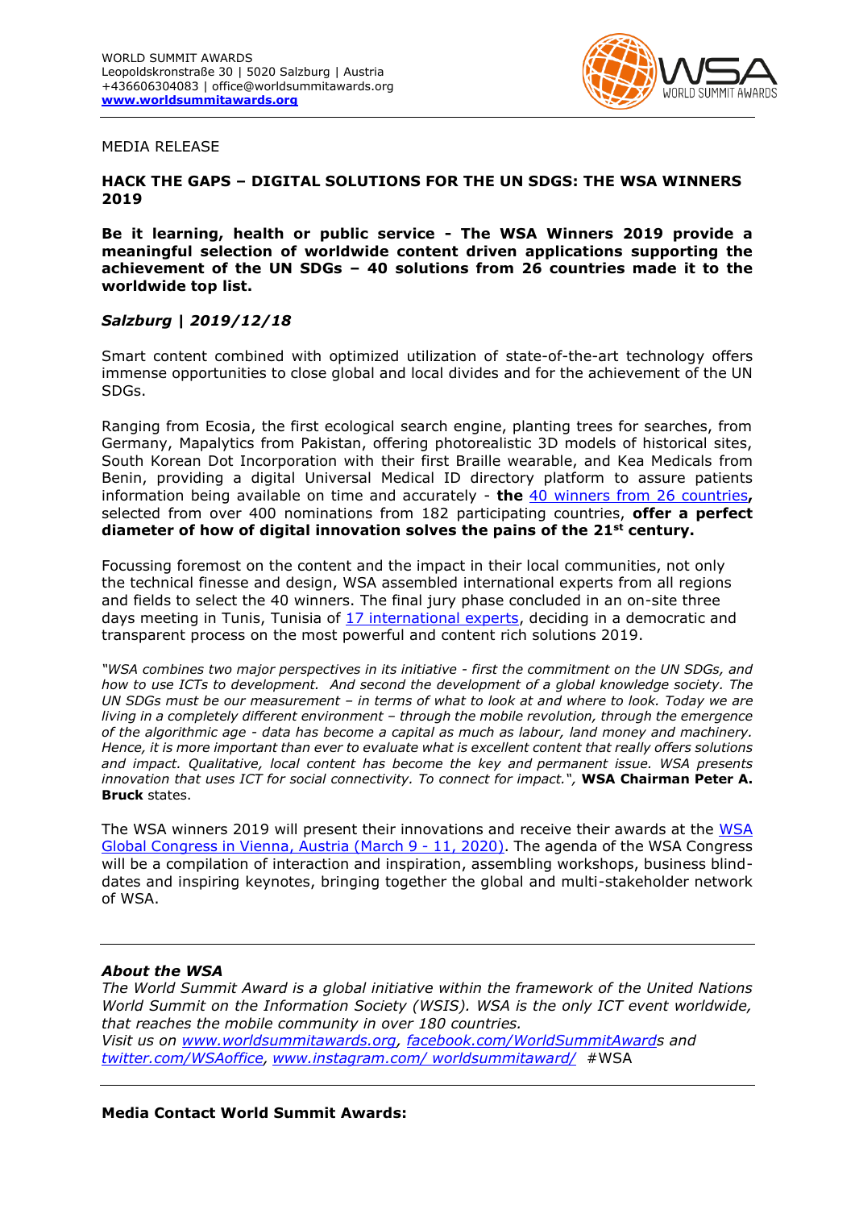WORLD SUMMIT AWARDS
Leopoldskronstraße 30 | 5020 Salzburg | Austria
+436606304083 | office@worldsummitawards.org
**www.worldsummitawards.org**

MEDIA RELEASE

**HACK THE GAPS – DIGITAL SOLUTIONS FOR THE UN SDGS: THE WSA WINNERS 2019**

**Be it learning, health or public service - The WSA Winners 2019 provide a meaningful selection of worldwide content driven applications supporting the achievement of the UN SDGs – 40 solutions from 26 countries made it to the worldwide top list.**

***Salzburg | 2019/12/18***

Smart content combined with optimized utilization of state-of-the-art technology offers immense opportunities to close global and local divides and for the achievement of the UN SDGs.

Ranging from Ecosia, the first ecological search engine, planting trees for searches, from Germany, Mapalytics from Pakistan, offering photorealistic 3D models of historical sites, South Korean Dot Incorporation with their first Braille wearable, and Kea Medicals from Benin, providing a digital Universal Medical ID directory platform to assure patients information being available on time and accurately - **the** 40 winners from 26 countries**,** selected from over 400 nominations from 182 participating countries, **offer a perfect diameter of how of digital innovation solves the pains of the 21st century.**

Focussing foremost on the content and the impact in their local communities, not only the technical finesse and design, WSA assembled international experts from all regions and fields to select the 40 winners. The final jury phase concluded in an on-site three days meeting in Tunis, Tunisia of 17 international experts, deciding in a democratic and transparent process on the most powerful and content rich solutions 2019.

*"WSA combines two major perspectives in its initiative - first the commitment on the UN SDGs, and how to use ICTs to development. And second the development of a global knowledge society. The UN SDGs must be our measurement – in terms of what to look at and where to look. Today we are living in a completely different environment – through the mobile revolution, through the emergence of the algorithmic age - data has become a capital as much as labour, land money and machinery. Hence, it is more important than ever to evaluate what is excellent content that really offers solutions and impact. Qualitative, local content has become the key and permanent issue. WSA presents innovation that uses ICT for social connectivity. To connect for impact.",* **WSA Chairman Peter A. Bruck** states.

The WSA winners 2019 will present their innovations and receive their awards at the WSA Global Congress in Vienna, Austria (March 9 - 11, 2020). The agenda of the WSA Congress will be a compilation of interaction and inspiration, assembling workshops, business blind-dates and inspiring keynotes, bringing together the global and multi-stakeholder network of WSA.

---

***About the WSA***

*The World Summit Award is a global initiative within the framework of the United Nations World Summit on the Information Society (WSIS). WSA is the only ICT event worldwide, that reaches the mobile community in over 180 countries.*
*Visit us on www.worldsummitawards.org, facebook.com/WorldSummitAwards and twitter.com/WSAoffice, www.instagram.com/ worldsummitaward/* #WSA

---

**Media Contact World Summit Awards:**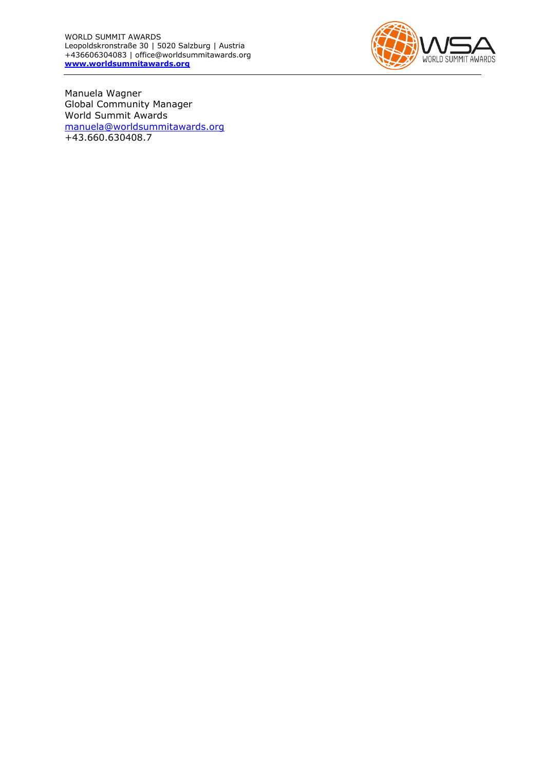WORLD SUMMIT AWARDS
Leopoldskronstraße 30 | 5020 Salzburg | Austria
+436606304083 | office@worldsummitawards.org
**www.worldsummitawards.org**

---

Manuela Wagner
Global Community Manager
World Summit Awards
manuela@worldsummitawards.org
+43.660.630408.7